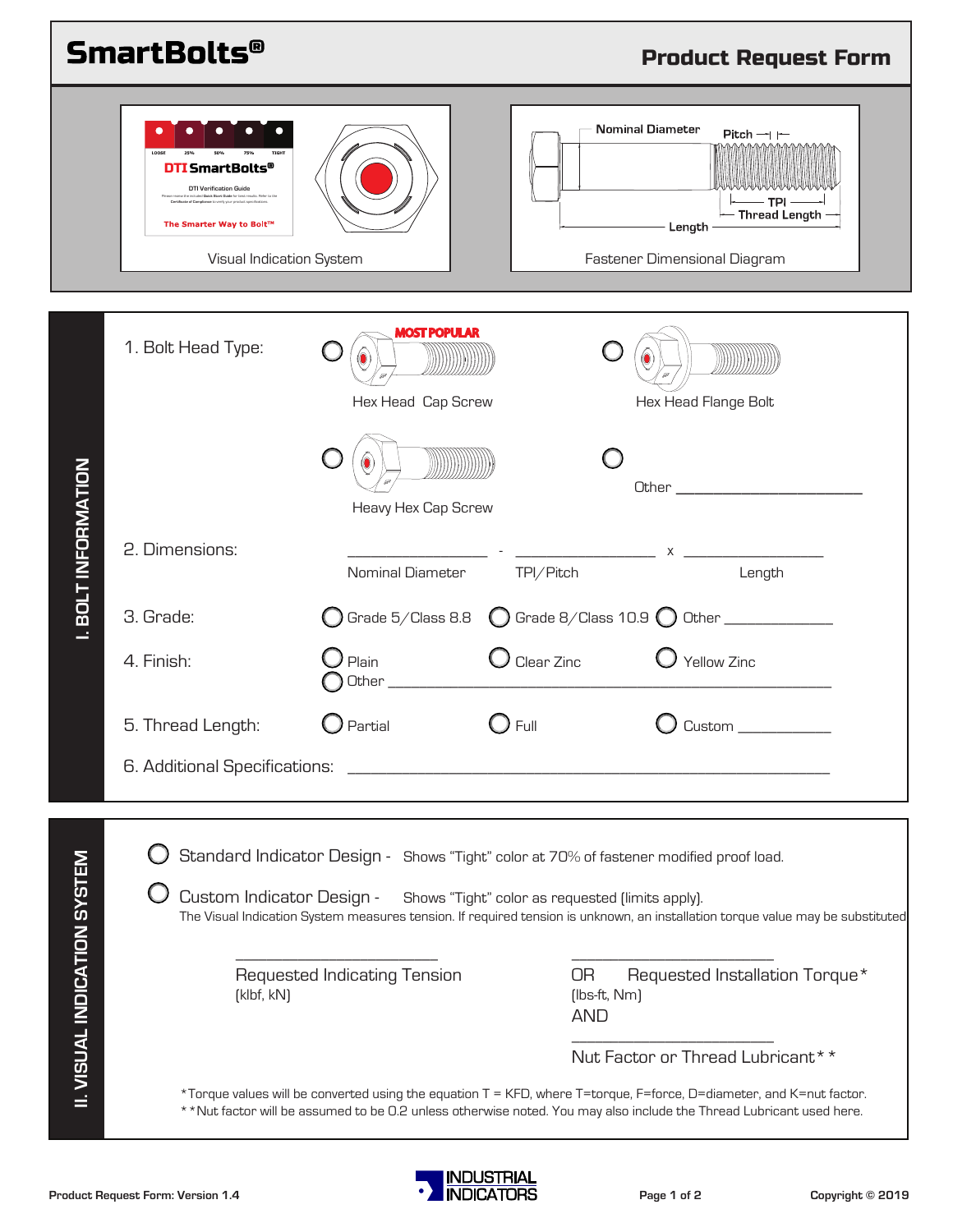# SmartBolts®

## Product Request Form

Visual Indication System

Nominal Diameter — Pitch — TPI — Thread Length — Length

Fastener Dimensional Diagram

## I. BOLT INFORMATION

1. Bolt Head Type:
   - ○ Hex Head Cap Screw (MOST POPULAR)
   - ○ Hex Head Flange Bolt
   - ○ Heavy Hex Cap Screw
   - ○ Other ______________________

2. Dimensions: ______________ - ______________ x ______________
   Nominal Diameter — TPI/Pitch — Length

3. Grade: ○ Grade 5/Class 8.8 ○ Grade 8/Class 10.9 ○ Other ____________

4. Finish: ○ Plain ○ Clear Zinc ○ Yellow Zinc
   ○ Other ______________________________________________

5. Thread Length: ○ Partial ○ Full ○ Custom __________

6. Additional Specifications: ______________________________________________

## II. VISUAL INDICATION SYSTEM

○ Standard Indicator Design - Shows "Tight" color at 70% of fastener modified proof load.

○ Custom Indicator Design - Shows "Tight" color as requested (limits apply).

The Visual Indication System measures tension. If required tension is unknown, an installation torque value may be substituted.

______________________
Requested Indicating Tension
(klbf, kN)

______________________
OR Requested Installation Torque*
(lbs-ft, Nm)
AND

______________________
Nut Factor or Thread Lubricant**

*Torque values will be converted using the equation T = KFD, where T=torque, F=force, D=diameter, and K=nut factor.
**Nut factor will be assumed to be 0.2 unless otherwise noted. You may also include the Thread Lubricant used here.

Product Request Form: Version 1.4 — INDUSTRIAL INDICATORS — Copyright © 2019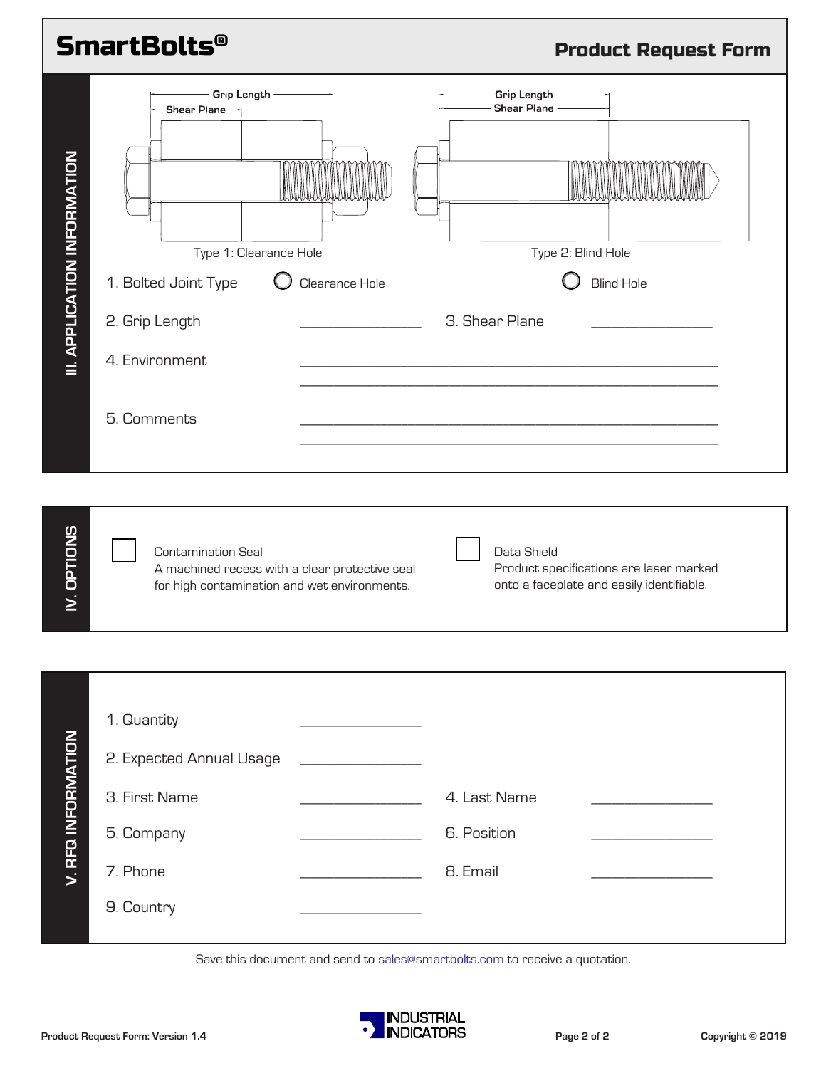# SmartBolts®

## Product Request Form

## III. APPLICATION INFORMATION

Grip Length
Shear Plane

Type 1: Clearance Hole

Grip Length
Shear Plane

Type 2: Blind Hole

1. Bolted Joint Type ◯ Clearance Hole ◯ Blind Hole

2. Grip Length ________________ 3. Shear Plane ________________

4. Environment ________________________________________________

________________________________________________

5. Comments ________________________________________________

________________________________________________

## IV. OPTIONS

☐ Contamination Seal
A machined recess with a clear protective seal for high contamination and wet environments.

☐ Data Shield
Product specifications are laser marked onto a faceplate and easily identifiable.

## V. RFQ INFORMATION

1. Quantity ________________

2. Expected Annual Usage ________________

3. First Name ________________ 4. Last Name ________________

5. Company ________________ 6. Position ________________

7. Phone ________________ 8. Email ________________

9. Country ________________

Save this document and send to sales@smartbolts.com to receive a quotation.

Product Request Form: Version 1.4 INDUSTRIAL INDICATORS Copyright © 2019